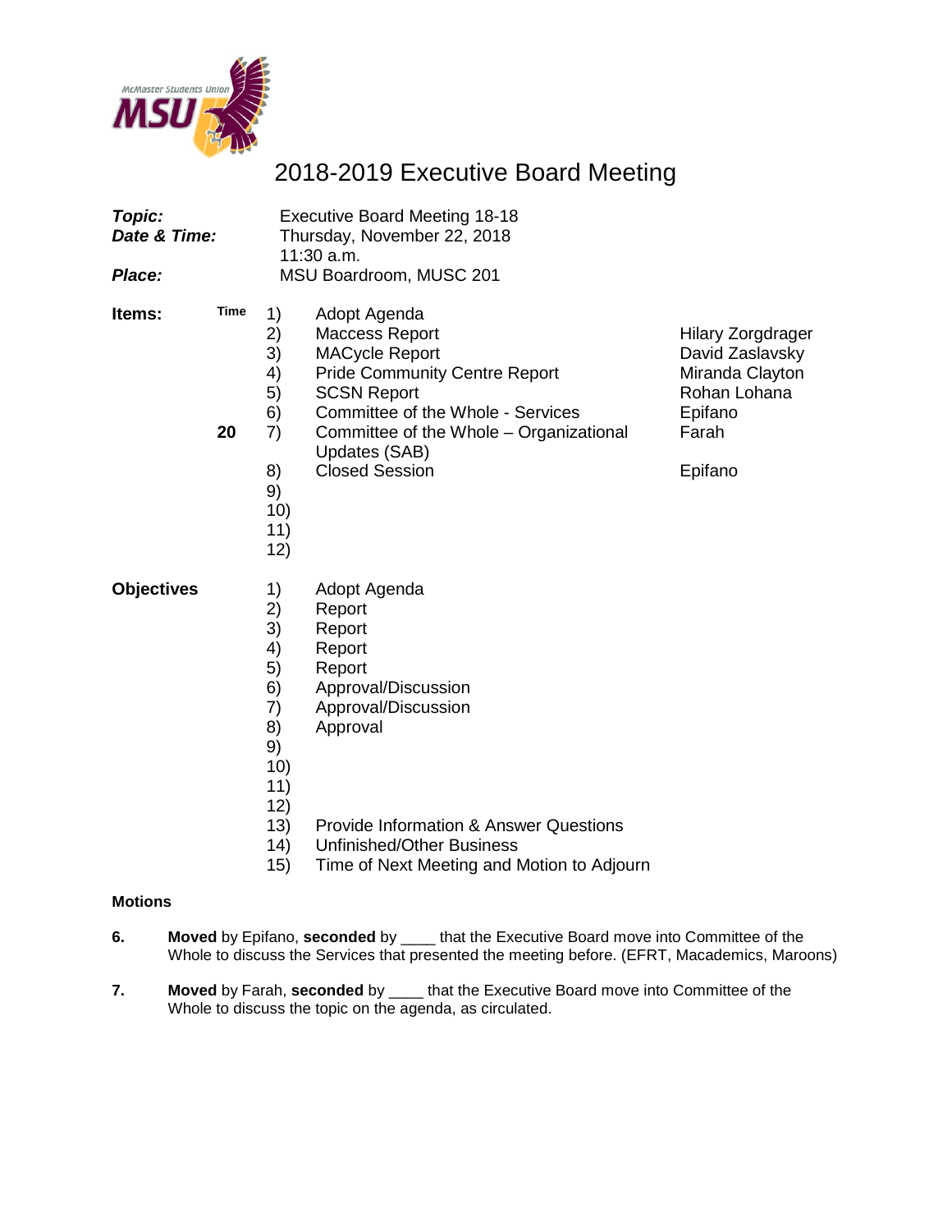# 2018-2019 Executive Board Meeting

***Topic:*** Executive Board Meeting 18-18

***Date & Time:*** Thursday, November 22, 2018
11:30 a.m.

***Place:*** MSU Boardroom, MUSC 201

**Items:**

| Time | # | Item | Presenter |
|---|---|---|---|
| | 1) | Adopt Agenda | |
| | 2) | Maccess Report | Hilary Zorgdrager |
| | 3) | MACycle Report | David Zaslavsky |
| | 4) | Pride Community Centre Report | Miranda Clayton |
| | 5) | SCSN Report | Rohan Lohana |
| | 6) | Committee of the Whole - Services | Epifano |
| 20 | 7) | Committee of the Whole – Organizational Updates (SAB) | Farah |
| | 8) | Closed Session | Epifano |
| | 9) | | |
| | 10) | | |
| | 11) | | |
| | 12) | | |

**Objectives**

1) Adopt Agenda
2) Report
3) Report
4) Report
5) Report
6) Approval/Discussion
7) Approval/Discussion
8) Approval
9)
10)
11)
12)
13) Provide Information & Answer Questions
14) Unfinished/Other Business
15) Time of Next Meeting and Motion to Adjourn

**Motions**

**6.** **Moved** by Epifano, **seconded** by ____ that the Executive Board move into Committee of the Whole to discuss the Services that presented the meeting before. (EFRT, Macademics, Maroons)

**7.** **Moved** by Farah, **seconded** by ____ that the Executive Board move into Committee of the Whole to discuss the topic on the agenda, as circulated.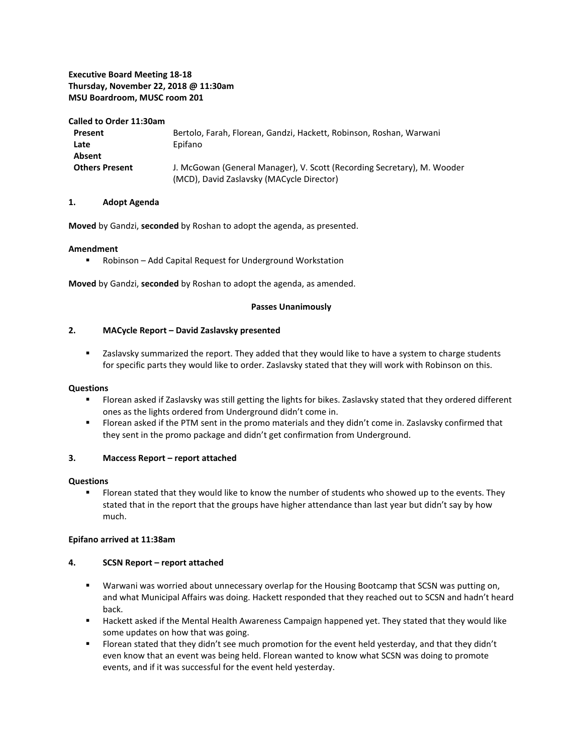**Executive Board Meeting 18-18**
**Thursday, November 22, 2018 @ 11:30am**
**MSU Boardroom, MUSC room 201**

**Called to Order 11:30am**

| | |
|---|---|
| **Present** | Bertolo, Farah, Florean, Gandzi, Hackett, Robinson, Roshan, Warwani |
| **Late** | Epifano |
| **Absent** | |
| **Others Present** | J. McGowan (General Manager), V. Scott (Recording Secretary), M. Wooder (MCD), David Zaslavsky (MACycle Director) |

## 1. Adopt Agenda

**Moved** by Gandzi, **seconded** by Roshan to adopt the agenda, as presented.

**Amendment**

- Robinson – Add Capital Request for Underground Workstation

**Moved** by Gandzi, **seconded** by Roshan to adopt the agenda, as amended.

**Passes Unanimously**

## 2. MACycle Report – David Zaslavsky presented

- Zaslavsky summarized the report. They added that they would like to have a system to charge students for specific parts they would like to order. Zaslavsky stated that they will work with Robinson on this.

**Questions**

- Florean asked if Zaslavsky was still getting the lights for bikes. Zaslavsky stated that they ordered different ones as the lights ordered from Underground didn't come in.
- Florean asked if the PTM sent in the promo materials and they didn't come in. Zaslavsky confirmed that they sent in the promo package and didn't get confirmation from Underground.

## 3. Maccess Report – report attached

**Questions**

- Florean stated that they would like to know the number of students who showed up to the events. They stated that in the report that the groups have higher attendance than last year but didn't say by how much.

**Epifano arrived at 11:38am**

## 4. SCSN Report – report attached

- Warwani was worried about unnecessary overlap for the Housing Bootcamp that SCSN was putting on, and what Municipal Affairs was doing. Hackett responded that they reached out to SCSN and hadn't heard back.
- Hackett asked if the Mental Health Awareness Campaign happened yet. They stated that they would like some updates on how that was going.
- Florean stated that they didn't see much promotion for the event held yesterday, and that they didn't even know that an event was being held. Florean wanted to know what SCSN was doing to promote events, and if it was successful for the event held yesterday.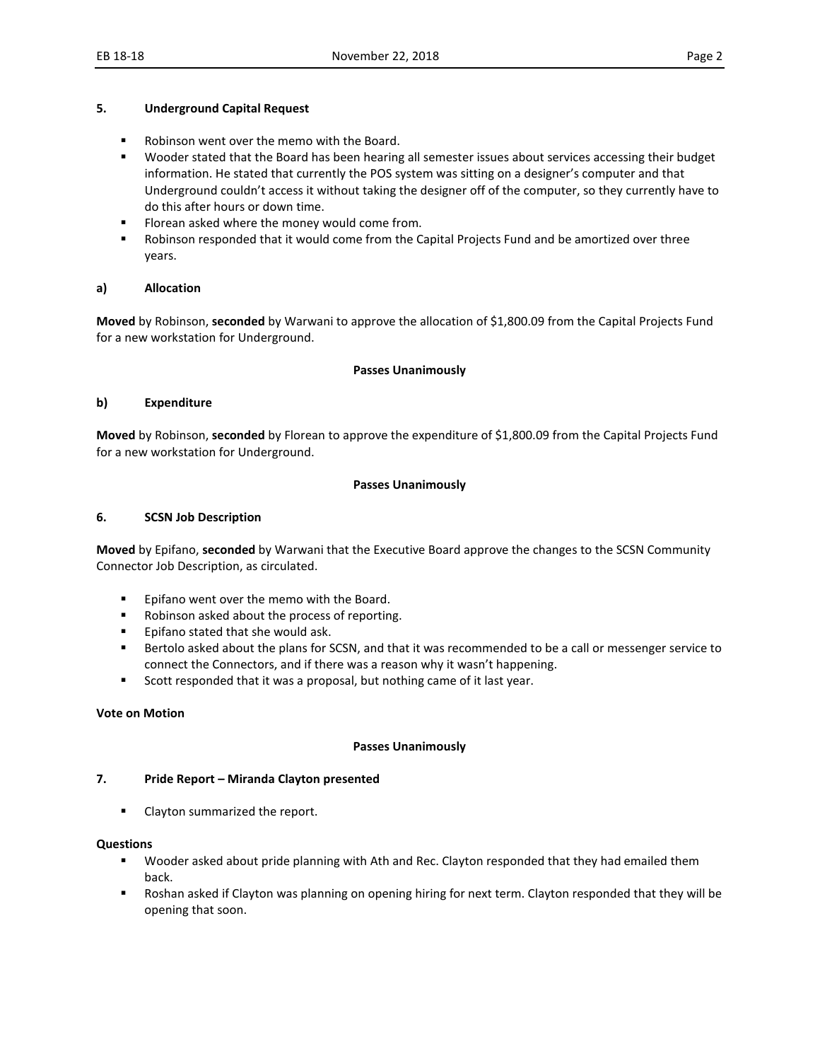### 5. Underground Capital Request

- Robinson went over the memo with the Board.
- Wooder stated that the Board has been hearing all semester issues about services accessing their budget information. He stated that currently the POS system was sitting on a designer's computer and that Underground couldn't access it without taking the designer off of the computer, so they currently have to do this after hours or down time.
- Florean asked where the money would come from.
- Robinson responded that it would come from the Capital Projects Fund and be amortized over three years.

### a) Allocation

**Moved** by Robinson, **seconded** by Warwani to approve the allocation of $1,800.09 from the Capital Projects Fund for a new workstation for Underground.

**Passes Unanimously**

### b) Expenditure

**Moved** by Robinson, **seconded** by Florean to approve the expenditure of $1,800.09 from the Capital Projects Fund for a new workstation for Underground.

**Passes Unanimously**

### 6. SCSN Job Description

**Moved** by Epifano, **seconded** by Warwani that the Executive Board approve the changes to the SCSN Community Connector Job Description, as circulated.

- Epifano went over the memo with the Board.
- Robinson asked about the process of reporting.
- Epifano stated that she would ask.
- Bertolo asked about the plans for SCSN, and that it was recommended to be a call or messenger service to connect the Connectors, and if there was a reason why it wasn't happening.
- Scott responded that it was a proposal, but nothing came of it last year.

**Vote on Motion**

**Passes Unanimously**

### 7. Pride Report – Miranda Clayton presented

- Clayton summarized the report.

**Questions**

- Wooder asked about pride planning with Ath and Rec. Clayton responded that they had emailed them back.
- Roshan asked if Clayton was planning on opening hiring for next term. Clayton responded that they will be opening that soon.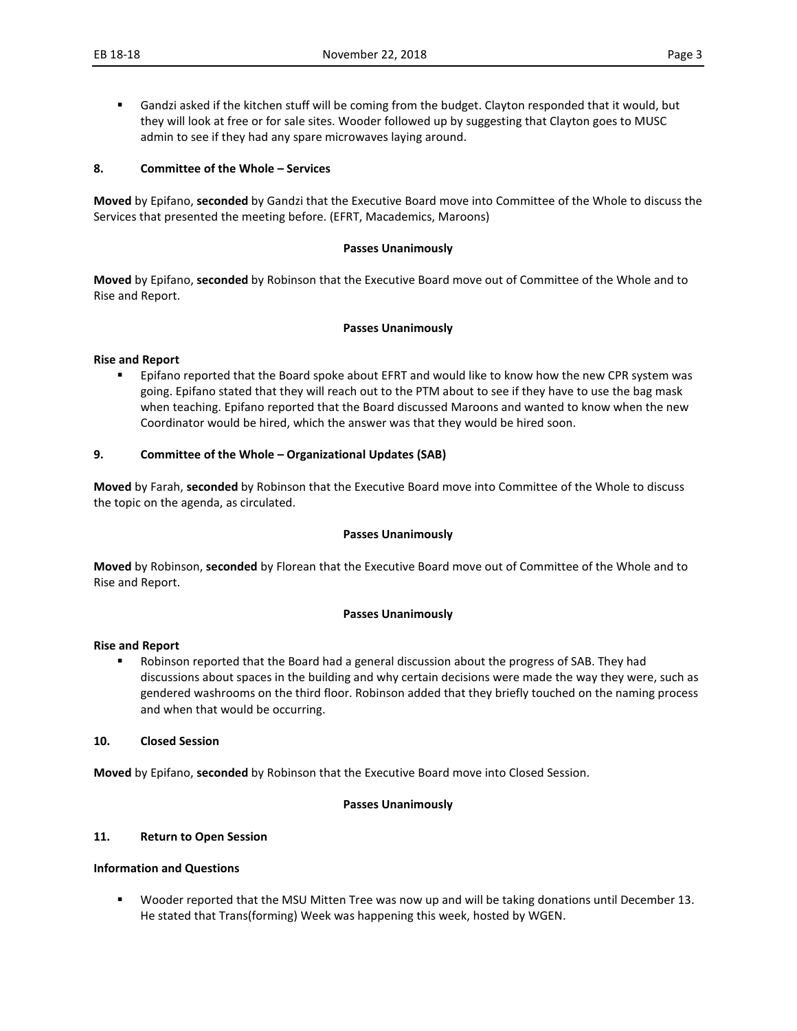- Gandzi asked if the kitchen stuff will be coming from the budget. Clayton responded that it would, but they will look at free or for sale sites. Wooder followed up by suggesting that Clayton goes to MUSC admin to see if they had any spare microwaves laying around.

**8. Committee of the Whole – Services**

**Moved** by Epifano, **seconded** by Gandzi that the Executive Board move into Committee of the Whole to discuss the Services that presented the meeting before. (EFRT, Macademics, Maroons)

**Passes Unanimously**

**Moved** by Epifano, **seconded** by Robinson that the Executive Board move out of Committee of the Whole and to Rise and Report.

**Passes Unanimously**

**Rise and Report**

- Epifano reported that the Board spoke about EFRT and would like to know how the new CPR system was going. Epifano stated that they will reach out to the PTM about to see if they have to use the bag mask when teaching. Epifano reported that the Board discussed Maroons and wanted to know when the new Coordinator would be hired, which the answer was that they would be hired soon.

**9. Committee of the Whole – Organizational Updates (SAB)**

**Moved** by Farah, **seconded** by Robinson that the Executive Board move into Committee of the Whole to discuss the topic on the agenda, as circulated.

**Passes Unanimously**

**Moved** by Robinson, **seconded** by Florean that the Executive Board move out of Committee of the Whole and to Rise and Report.

**Passes Unanimously**

**Rise and Report**

- Robinson reported that the Board had a general discussion about the progress of SAB. They had discussions about spaces in the building and why certain decisions were made the way they were, such as gendered washrooms on the third floor. Robinson added that they briefly touched on the naming process and when that would be occurring.

**10. Closed Session**

**Moved** by Epifano, **seconded** by Robinson that the Executive Board move into Closed Session.

**Passes Unanimously**

**11. Return to Open Session**

**Information and Questions**

- Wooder reported that the MSU Mitten Tree was now up and will be taking donations until December 13. He stated that Trans(forming) Week was happening this week, hosted by WGEN.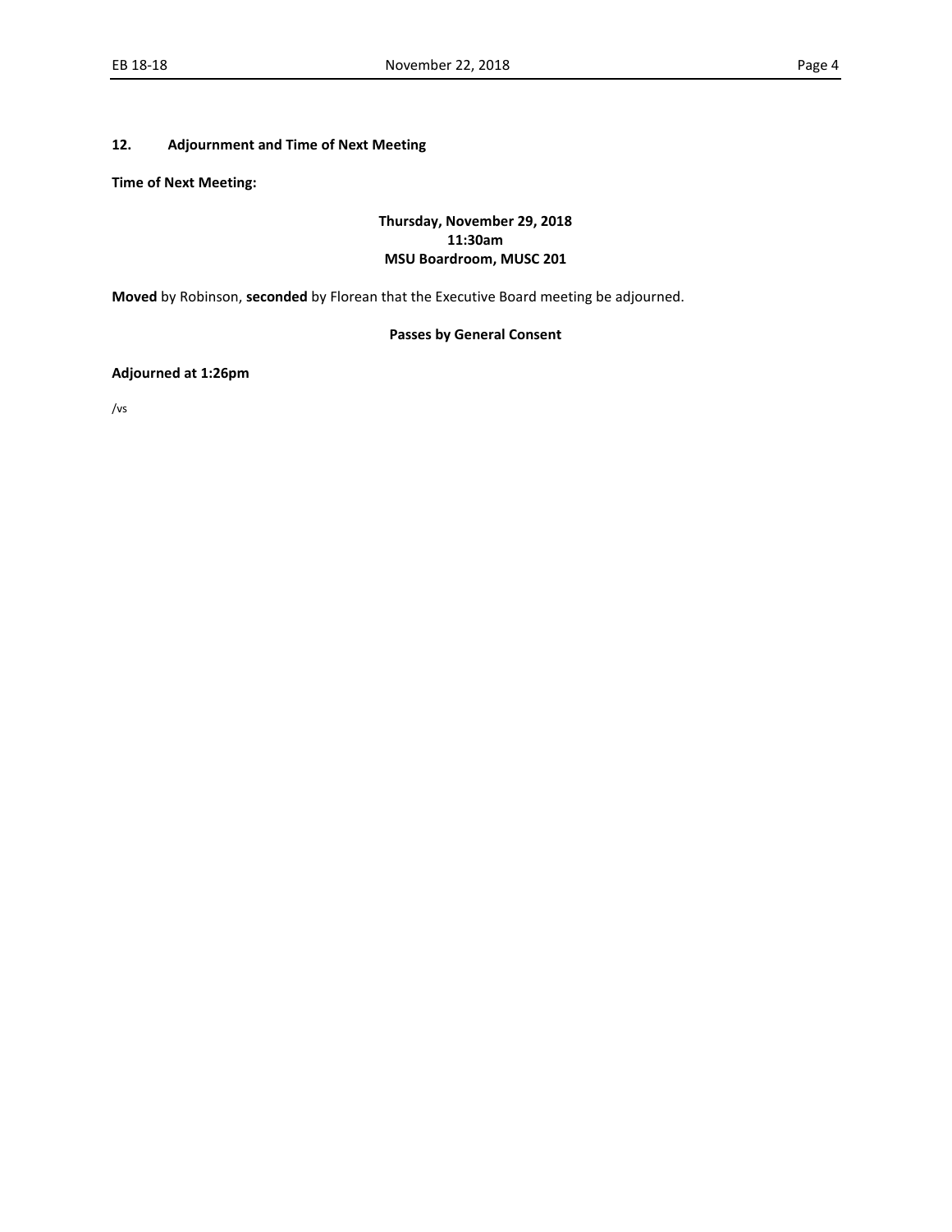## 12. Adjournment and Time of Next Meeting

**Time of Next Meeting:**

**Thursday, November 29, 2018**
**11:30am**
**MSU Boardroom, MUSC 201**

**Moved** by Robinson, **seconded** by Florean that the Executive Board meeting be adjourned.

**Passes by General Consent**

**Adjourned at 1:26pm**

/vs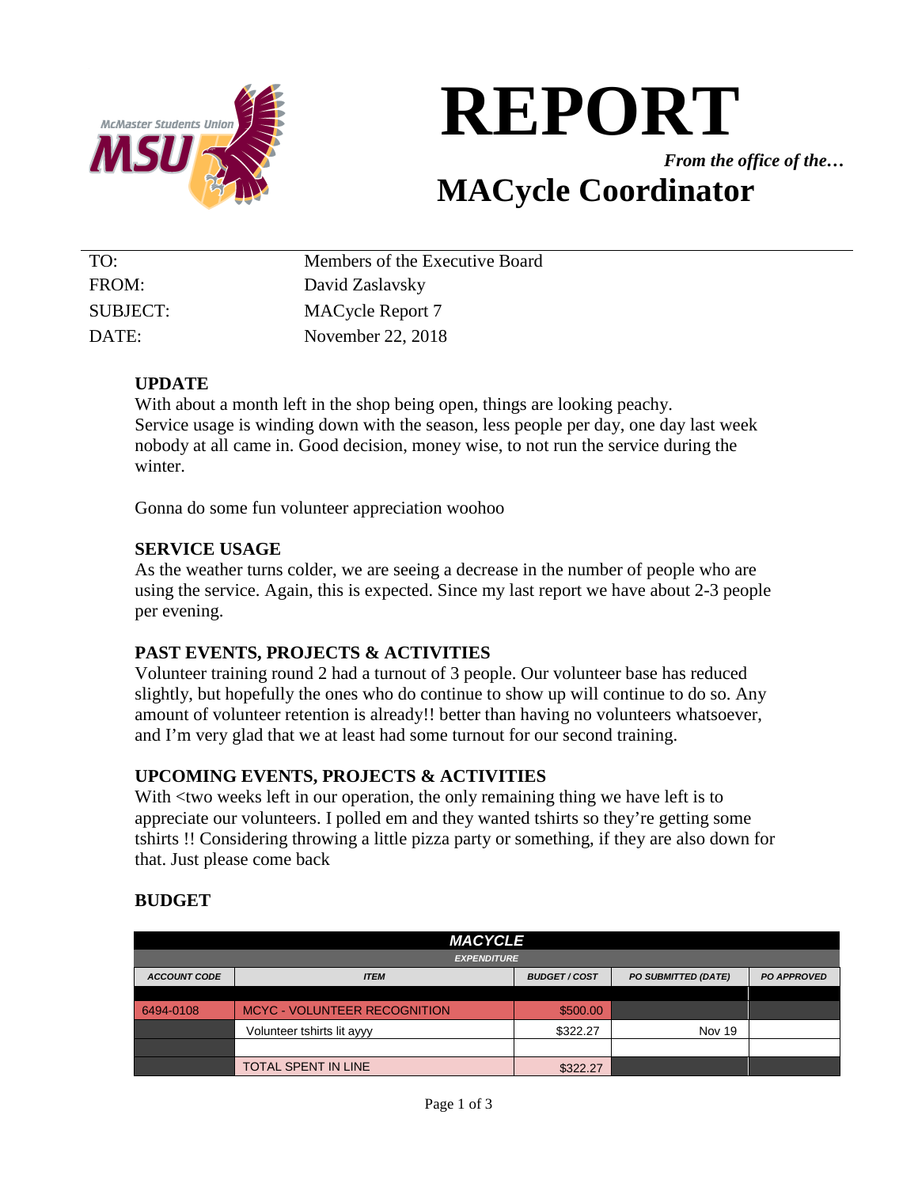# REPORT

*From the office of the…*

# MACycle Coordinator

| | |
|---|---|
| TO: | Members of the Executive Board |
| FROM: | David Zaslavsky |
| SUBJECT: | MACycle Report 7 |
| DATE: | November 22, 2018 |

**UPDATE**

With about a month left in the shop being open, things are looking peachy. Service usage is winding down with the season, less people per day, one day last week nobody at all came in. Good decision, money wise, to not run the service during the winter.

Gonna do some fun volunteer appreciation woohoo

**SERVICE USAGE**

As the weather turns colder, we are seeing a decrease in the number of people who are using the service. Again, this is expected. Since my last report we have about 2-3 people per evening.

**PAST EVENTS, PROJECTS & ACTIVITIES**

Volunteer training round 2 had a turnout of 3 people. Our volunteer base has reduced slightly, but hopefully the ones who do continue to show up will continue to do so. Any amount of volunteer retention is already!! better than having no volunteers whatsoever, and I'm very glad that we at least had some turnout for our second training.

**UPCOMING EVENTS, PROJECTS & ACTIVITIES**

With <two weeks left in our operation, the only remaining thing we have left is to appreciate our volunteers. I polled em and they wanted tshirts so they're getting some tshirts !! Considering throwing a little pizza party or something, if they are also down for that. Just please come back

**BUDGET**

| MACYCLE | | | | |
|---|---|---|---|---|
| EXPENDITURE | | | | |
| ACCOUNT CODE | ITEM | BUDGET / COST | PO SUBMITTED (DATE) | PO APPROVED |
| | | | | |
| 6494-0108 | MCYC - VOLUNTEER RECOGNITION | $500.00 | | |
| | Volunteer tshirts lit ayyy | $322.27 | Nov 19 | |
| | | | | |
| | TOTAL SPENT IN LINE | $322.27 | | |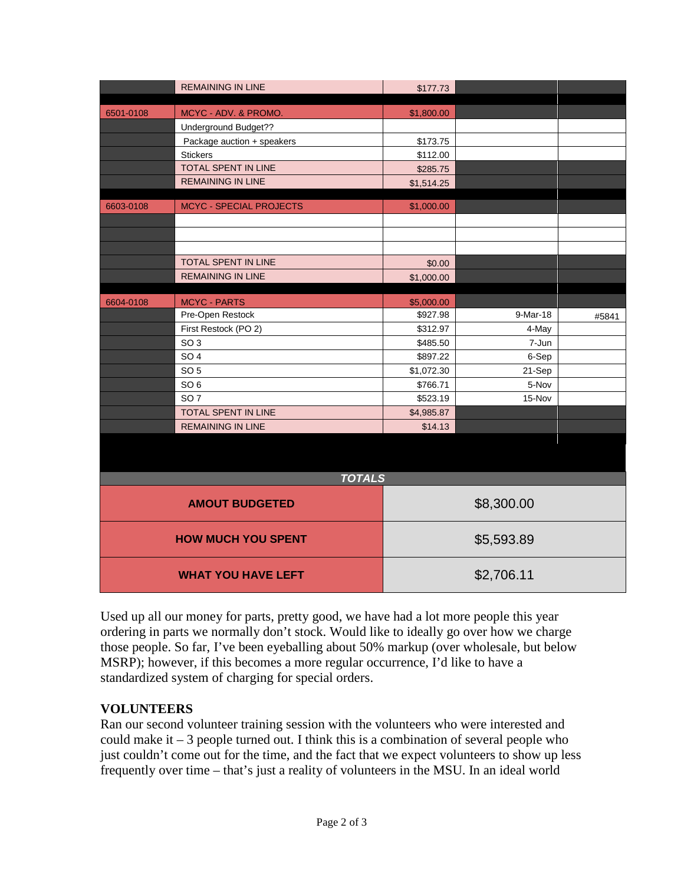| | | | | |
|---|---|---|---|---|
| | REMAINING IN LINE | $177.73 | | |
| | | | | |
| 6501-0108 | MCYC - ADV. & PROMO. | $1,800.00 | | |
| | Underground Budget?? | | | |
| | Package auction + speakers | $173.75 | | |
| | Stickers | $112.00 | | |
| | TOTAL SPENT IN LINE | $285.75 | | |
| | REMAINING IN LINE | $1,514.25 | | |
| | | | | |
| 6603-0108 | MCYC - SPECIAL PROJECTS | $1,000.00 | | |
| | | | | |
| | | | | |
| | | | | |
| | TOTAL SPENT IN LINE | $0.00 | | |
| | REMAINING IN LINE | $1,000.00 | | |
| | | | | |
| 6604-0108 | MCYC - PARTS | $5,000.00 | | |
| | Pre-Open Restock | $927.98 | 9-Mar-18 | #5841 |
| | First Restock (PO 2) | $312.97 | 4-May | |
| | SO 3 | $485.50 | 7-Jun | |
| | SO 4 | $897.22 | 6-Sep | |
| | SO 5 | $1,072.30 | 21-Sep | |
| | SO 6 | $766.71 | 5-Nov | |
| | SO 7 | $523.19 | 15-Nov | |
| | TOTAL SPENT IN LINE | $4,985.87 | | |
| | REMAINING IN LINE | $14.13 | | |

| ***TOTALS*** | |
|---|---|
| **AMOUT BUDGETED** | $8,300.00 |
| **HOW MUCH YOU SPENT** | $5,593.89 |
| **WHAT YOU HAVE LEFT** | $2,706.11 |

Used up all our money for parts, pretty good, we have had a lot more people this year ordering in parts we normally don't stock. Would like to ideally go over how we charge those people. So far, I've been eyeballing about 50% markup (over wholesale, but below MSRP); however, if this becomes a more regular occurrence, I'd like to have a standardized system of charging for special orders.

## VOLUNTEERS

Ran our second volunteer training session with the volunteers who were interested and could make it – 3 people turned out. I think this is a combination of several people who just couldn't come out for the time, and the fact that we expect volunteers to show up less frequently over time – that's just a reality of volunteers in the MSU. In an ideal world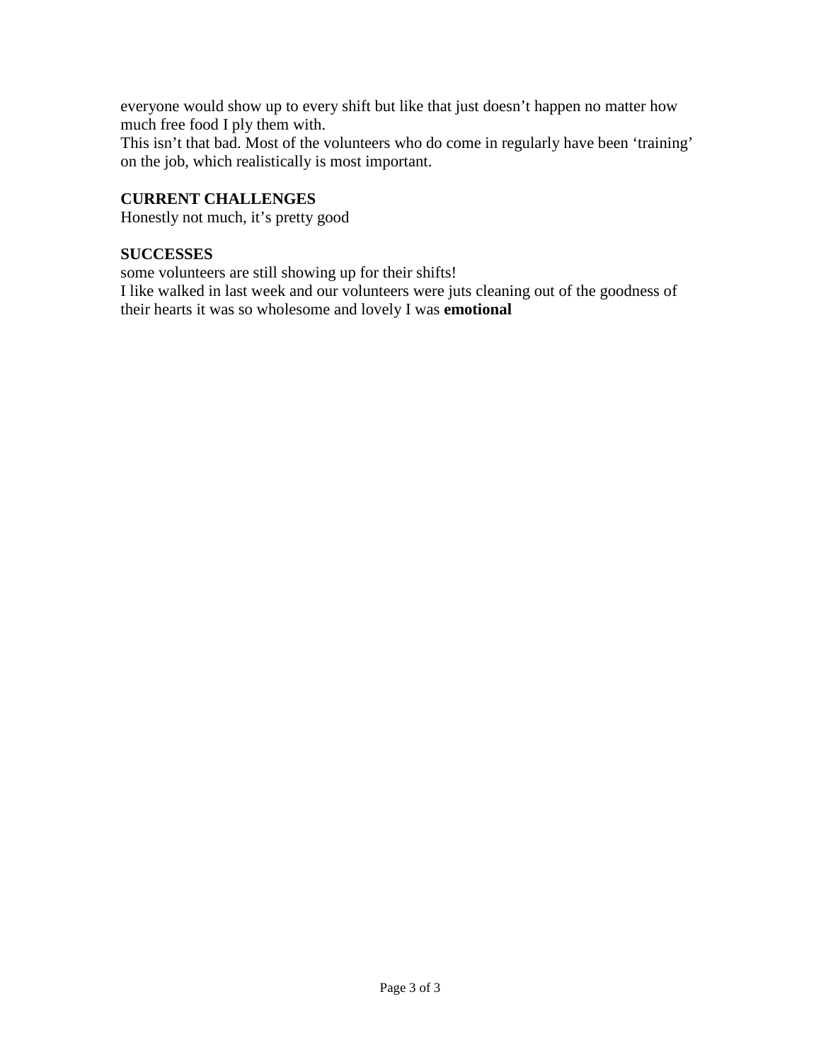everyone would show up to every shift but like that just doesn't happen no matter how much free food I ply them with.
This isn't that bad. Most of the volunteers who do come in regularly have been 'training' on the job, which realistically is most important.

**CURRENT CHALLENGES**
Honestly not much, it's pretty good

**SUCCESSES**
some volunteers are still showing up for their shifts!
I like walked in last week and our volunteers were juts cleaning out of the goodness of their hearts it was so wholesome and lovely I was **emotional**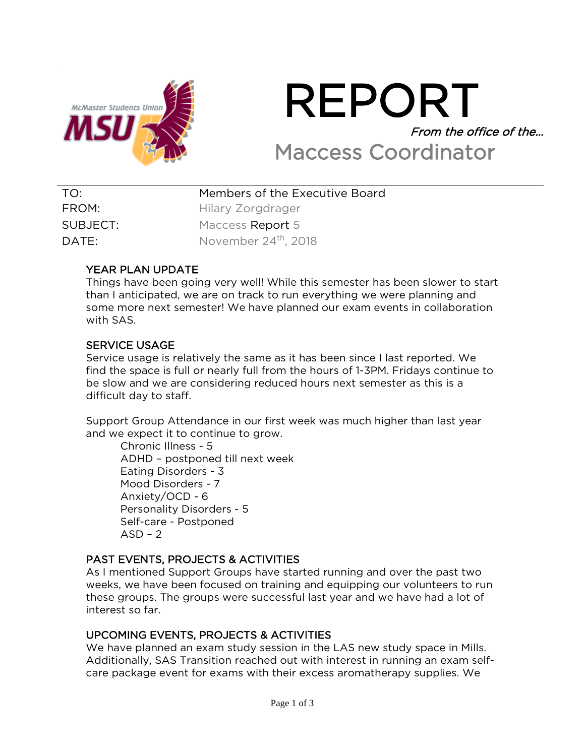# REPORT

*From the office of the…*

## Maccess Coordinator

| | |
|---|---|
| TO: | Members of the Executive Board |
| FROM: | Hilary Zorgdrager |
| SUBJECT: | Maccess Report 5 |
| DATE: | November 24th, 2018 |

### YEAR PLAN UPDATE

Things have been going very well! While this semester has been slower to start than I anticipated, we are on track to run everything we were planning and some more next semester! We have planned our exam events in collaboration with SAS.

### SERVICE USAGE

Service usage is relatively the same as it has been since I last reported. We find the space is full or nearly full from the hours of 1-3PM. Fridays continue to be slow and we are considering reduced hours next semester as this is a difficult day to staff.

Support Group Attendance in our first week was much higher than last year and we expect it to continue to grow.

- Chronic Illness - 5
- ADHD – postponed till next week
- Eating Disorders - 3
- Mood Disorders - 7
- Anxiety/OCD - 6
- Personality Disorders - 5
- Self-care - Postponed
- ASD – 2

### PAST EVENTS, PROJECTS & ACTIVITIES

As I mentioned Support Groups have started running and over the past two weeks, we have been focused on training and equipping our volunteers to run these groups. The groups were successful last year and we have had a lot of interest so far.

### UPCOMING EVENTS, PROJECTS & ACTIVITIES

We have planned an exam study session in the LAS new study space in Mills. Additionally, SAS Transition reached out with interest in running an exam self-care package event for exams with their excess aromatherapy supplies. We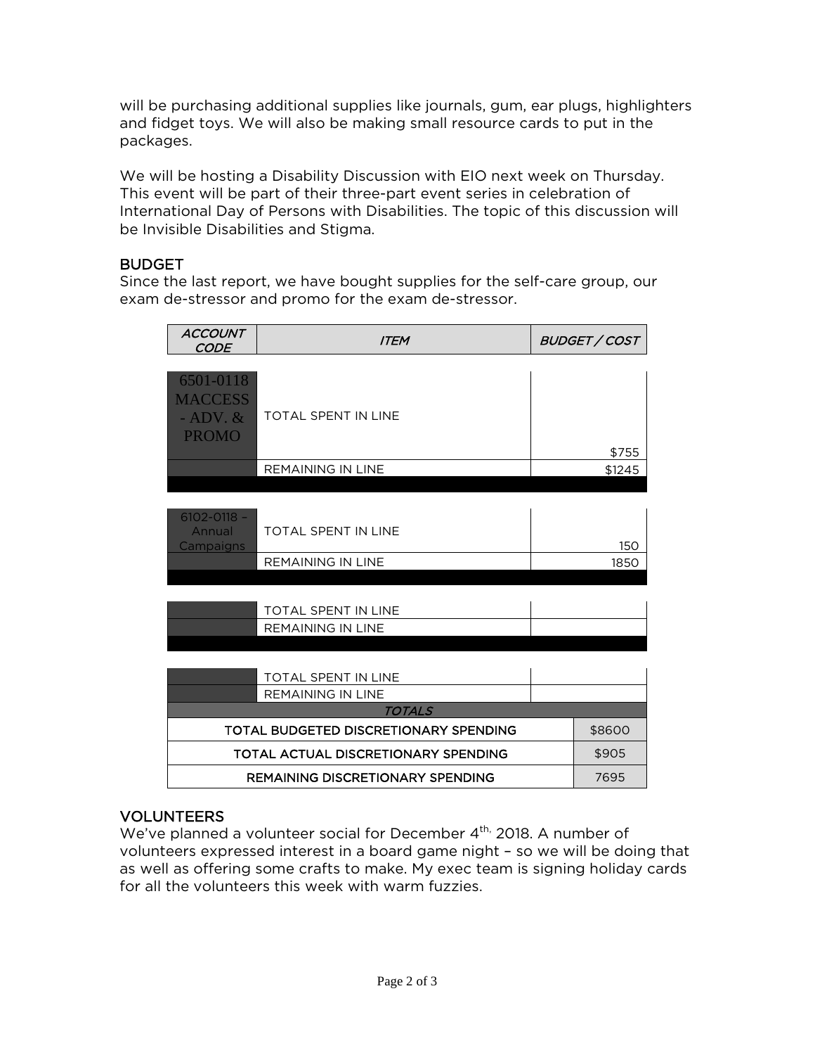will be purchasing additional supplies like journals, gum, ear plugs, highlighters and fidget toys. We will also be making small resource cards to put in the packages.

We will be hosting a Disability Discussion with EIO next week on Thursday. This event will be part of their three-part event series in celebration of International Day of Persons with Disabilities. The topic of this discussion will be Invisible Disabilities and Stigma.

## BUDGET

Since the last report, we have bought supplies for the self-care group, our exam de-stressor and promo for the exam de-stressor.

| *ACCOUNT CODE* | *ITEM* | *BUDGET / COST* |
|---|---|---|
| 6501-0118 MACCESS - ADV. & PROMO | TOTAL SPENT IN LINE | $755 |
| | REMAINING IN LINE | $1245 |
| 6102-0118 – Annual Campaigns | TOTAL SPENT IN LINE | 150 |
| | REMAINING IN LINE | 1850 |
| | TOTAL SPENT IN LINE | |
| | REMAINING IN LINE | |
| | TOTAL SPENT IN LINE | |
| | REMAINING IN LINE | |
| *TOTALS* | | |
| TOTAL BUDGETED DISCRETIONARY SPENDING | | $8600 |
| TOTAL ACTUAL DISCRETIONARY SPENDING | | $905 |
| REMAINING DISCRETIONARY SPENDING | | 7695 |

## VOLUNTEERS

We've planned a volunteer social for December 4th, 2018. A number of volunteers expressed interest in a board game night – so we will be doing that as well as offering some crafts to make. My exec team is signing holiday cards for all the volunteers this week with warm fuzzies.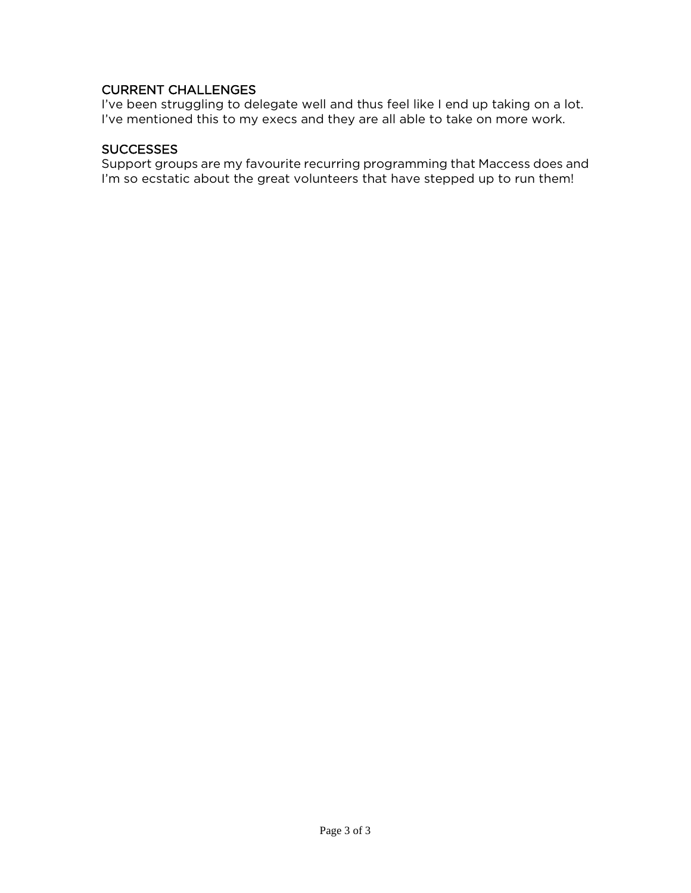## CURRENT CHALLENGES

I've been struggling to delegate well and thus feel like I end up taking on a lot. I've mentioned this to my execs and they are all able to take on more work.

## SUCCESSES

Support groups are my favourite recurring programming that Maccess does and I'm so ecstatic about the great volunteers that have stepped up to run them!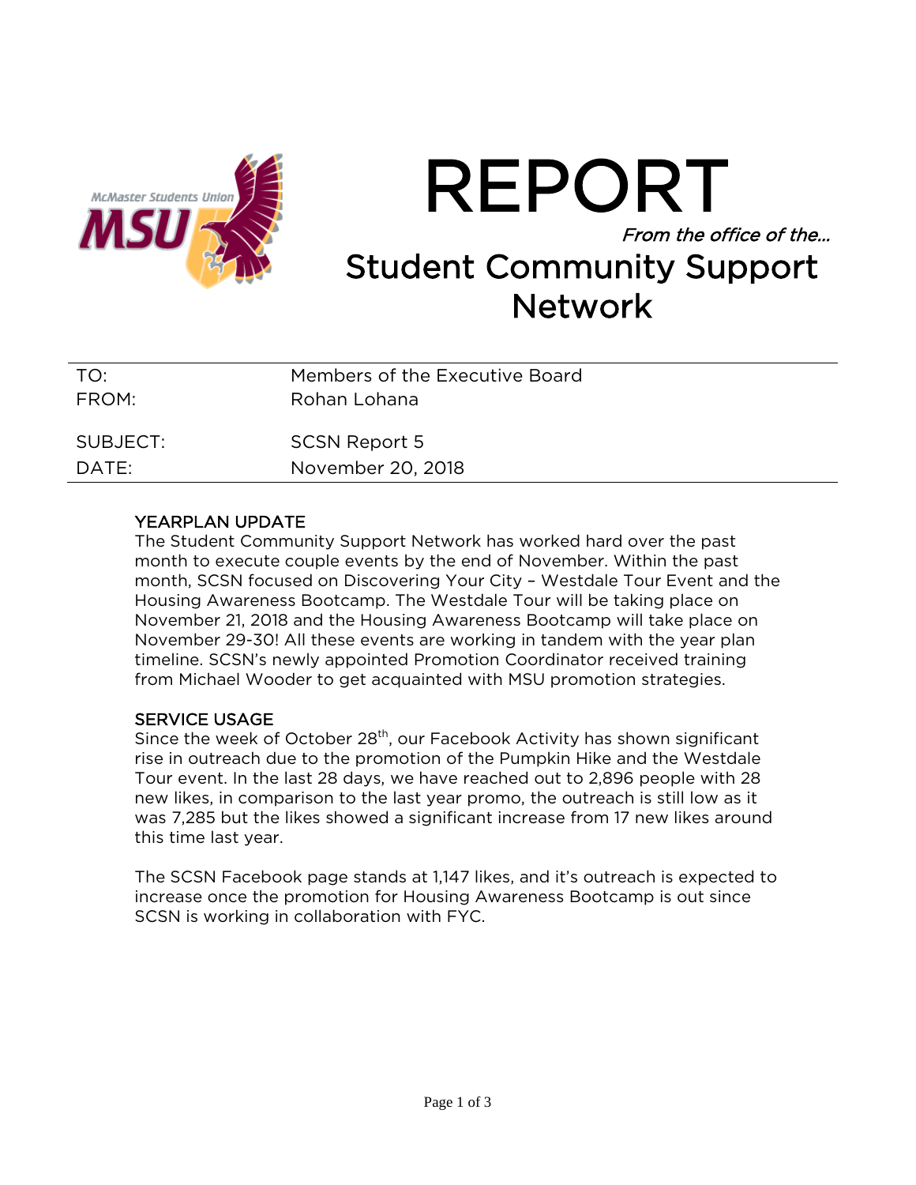# REPORT

*From the office of the…*

## Student Community Support Network

| | |
|---|---|
| TO: | Members of the Executive Board |
| FROM: | Rohan Lohana |
| SUBJECT: | SCSN Report 5 |
| DATE: | November 20, 2018 |

### YEARPLAN UPDATE

The Student Community Support Network has worked hard over the past month to execute couple events by the end of November. Within the past month, SCSN focused on Discovering Your City – Westdale Tour Event and the Housing Awareness Bootcamp. The Westdale Tour will be taking place on November 21, 2018 and the Housing Awareness Bootcamp will take place on November 29-30! All these events are working in tandem with the year plan timeline. SCSN's newly appointed Promotion Coordinator received training from Michael Wooder to get acquainted with MSU promotion strategies.

### SERVICE USAGE

Since the week of October 28th, our Facebook Activity has shown significant rise in outreach due to the promotion of the Pumpkin Hike and the Westdale Tour event. In the last 28 days, we have reached out to 2,896 people with 28 new likes, in comparison to the last year promo, the outreach is still low as it was 7,285 but the likes showed a significant increase from 17 new likes around this time last year.

The SCSN Facebook page stands at 1,147 likes, and it's outreach is expected to increase once the promotion for Housing Awareness Bootcamp is out since SCSN is working in collaboration with FYC.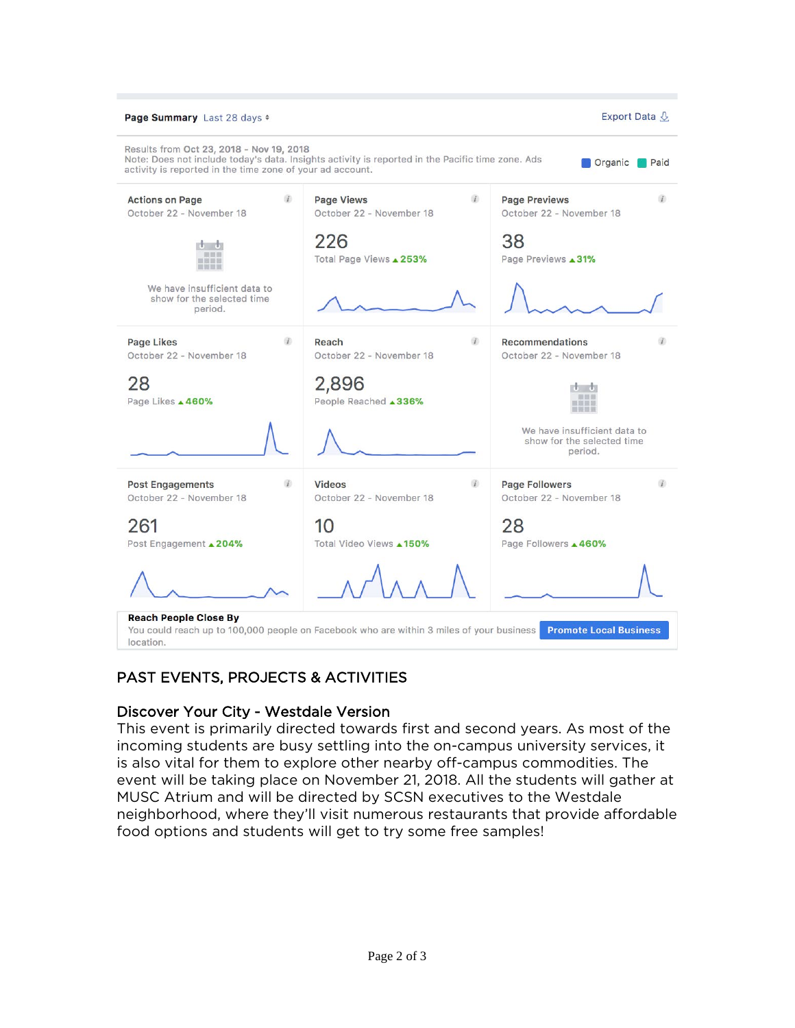**Page Summary** Last 28 days

Export Data

Results from Oct 23, 2018 - Nov 19, 2018
Note: Does not include today's data. Insights activity is reported in the Pacific time zone. Ads activity is reported in the time zone of your ad account.

Organic | Paid

| Actions on Page<br>October 22 - November 18 | Page Views<br>October 22 - November 18 | Page Previews<br>October 22 - November 18 |
|---|---|---|
| We have insufficient data to show for the selected time period. | 226<br>Total Page Views ▲253% | 38<br>Page Previews ▲31% |

| Page Likes<br>October 22 - November 18 | Reach<br>October 22 - November 18 | Recommendations<br>October 22 - November 18 |
|---|---|---|
| 28<br>Page Likes ▲460% | 2,896<br>People Reached ▲336% | We have insufficient data to show for the selected time period. |

| Post Engagements<br>October 22 - November 18 | Videos<br>October 22 - November 18 | Page Followers<br>October 22 - November 18 |
|---|---|---|
| 261<br>Post Engagement ▲204% | 10<br>Total Video Views ▲150% | 28<br>Page Followers ▲460% |

**Reach People Close By**
You could reach up to 100,000 people on Facebook who are within 3 miles of your business location.

Promote Local Business

## PAST EVENTS, PROJECTS & ACTIVITIES

### Discover Your City - Westdale Version

This event is primarily directed towards first and second years. As most of the incoming students are busy settling into the on-campus university services, it is also vital for them to explore other nearby off-campus commodities. The event will be taking place on November 21, 2018. All the students will gather at MUSC Atrium and will be directed by SCSN executives to the Westdale neighborhood, where they'll visit numerous restaurants that provide affordable food options and students will get to try some free samples!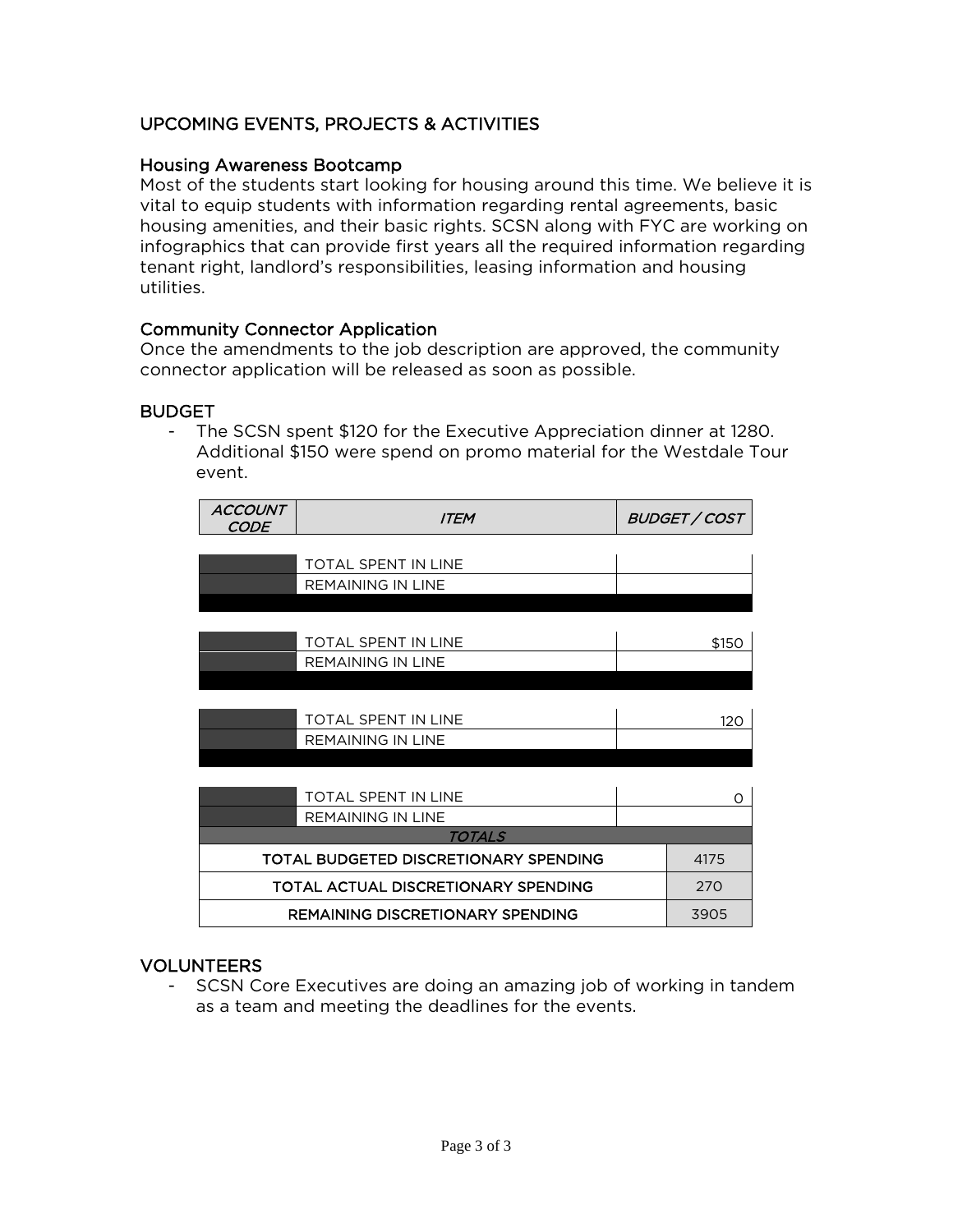## UPCOMING EVENTS, PROJECTS & ACTIVITIES

### Housing Awareness Bootcamp

Most of the students start looking for housing around this time. We believe it is vital to equip students with information regarding rental agreements, basic housing amenities, and their basic rights. SCSN along with FYC are working on infographics that can provide first years all the required information regarding tenant right, landlord's responsibilities, leasing information and housing utilities.

### Community Connector Application

Once the amendments to the job description are approved, the community connector application will be released as soon as possible.

## BUDGET

- The SCSN spent $120 for the Executive Appreciation dinner at 1280. Additional $150 were spend on promo material for the Westdale Tour event.

| *ACCOUNT CODE* | *ITEM* | *BUDGET / COST* |
|---|---|---|
| | TOTAL SPENT IN LINE | |
| | REMAINING IN LINE | |
| | TOTAL SPENT IN LINE | $150 |
| | REMAINING IN LINE | |
| | TOTAL SPENT IN LINE | 120 |
| | REMAINING IN LINE | |
| | TOTAL SPENT IN LINE | 0 |
| | REMAINING IN LINE | |
| | *TOTALS* | |
| TOTAL BUDGETED DISCRETIONARY SPENDING | | 4175 |
| TOTAL ACTUAL DISCRETIONARY SPENDING | | 270 |
| REMAINING DISCRETIONARY SPENDING | | 3905 |

## VOLUNTEERS

- SCSN Core Executives are doing an amazing job of working in tandem as a team and meeting the deadlines for the events.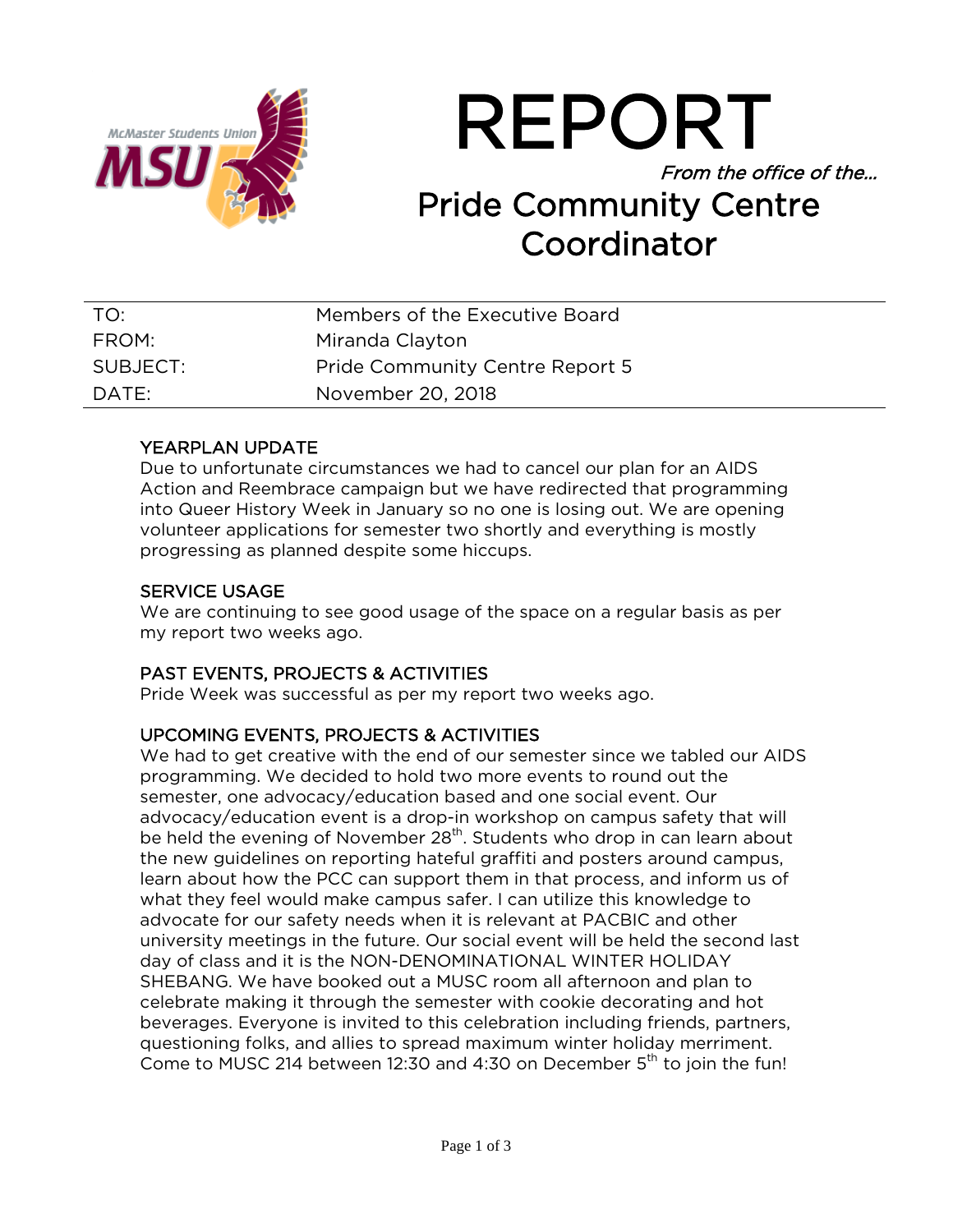# REPORT

*From the office of the…*

## Pride Community Centre Coordinator

| | |
|---|---|
| TO: | Members of the Executive Board |
| FROM: | Miranda Clayton |
| SUBJECT: | Pride Community Centre Report 5 |
| DATE: | November 20, 2018 |

### YEARPLAN UPDATE

Due to unfortunate circumstances we had to cancel our plan for an AIDS Action and Reembrace campaign but we have redirected that programming into Queer History Week in January so no one is losing out. We are opening volunteer applications for semester two shortly and everything is mostly progressing as planned despite some hiccups.

### SERVICE USAGE

We are continuing to see good usage of the space on a regular basis as per my report two weeks ago.

### PAST EVENTS, PROJECTS & ACTIVITIES

Pride Week was successful as per my report two weeks ago.

### UPCOMING EVENTS, PROJECTS & ACTIVITIES

We had to get creative with the end of our semester since we tabled our AIDS programming. We decided to hold two more events to round out the semester, one advocacy/education based and one social event. Our advocacy/education event is a drop-in workshop on campus safety that will be held the evening of November 28th. Students who drop in can learn about the new guidelines on reporting hateful graffiti and posters around campus, learn about how the PCC can support them in that process, and inform us of what they feel would make campus safer. I can utilize this knowledge to advocate for our safety needs when it is relevant at PACBIC and other university meetings in the future. Our social event will be held the second last day of class and it is the NON-DENOMINATIONAL WINTER HOLIDAY SHEBANG. We have booked out a MUSC room all afternoon and plan to celebrate making it through the semester with cookie decorating and hot beverages. Everyone is invited to this celebration including friends, partners, questioning folks, and allies to spread maximum winter holiday merriment. Come to MUSC 214 between 12:30 and 4:30 on December 5th to join the fun!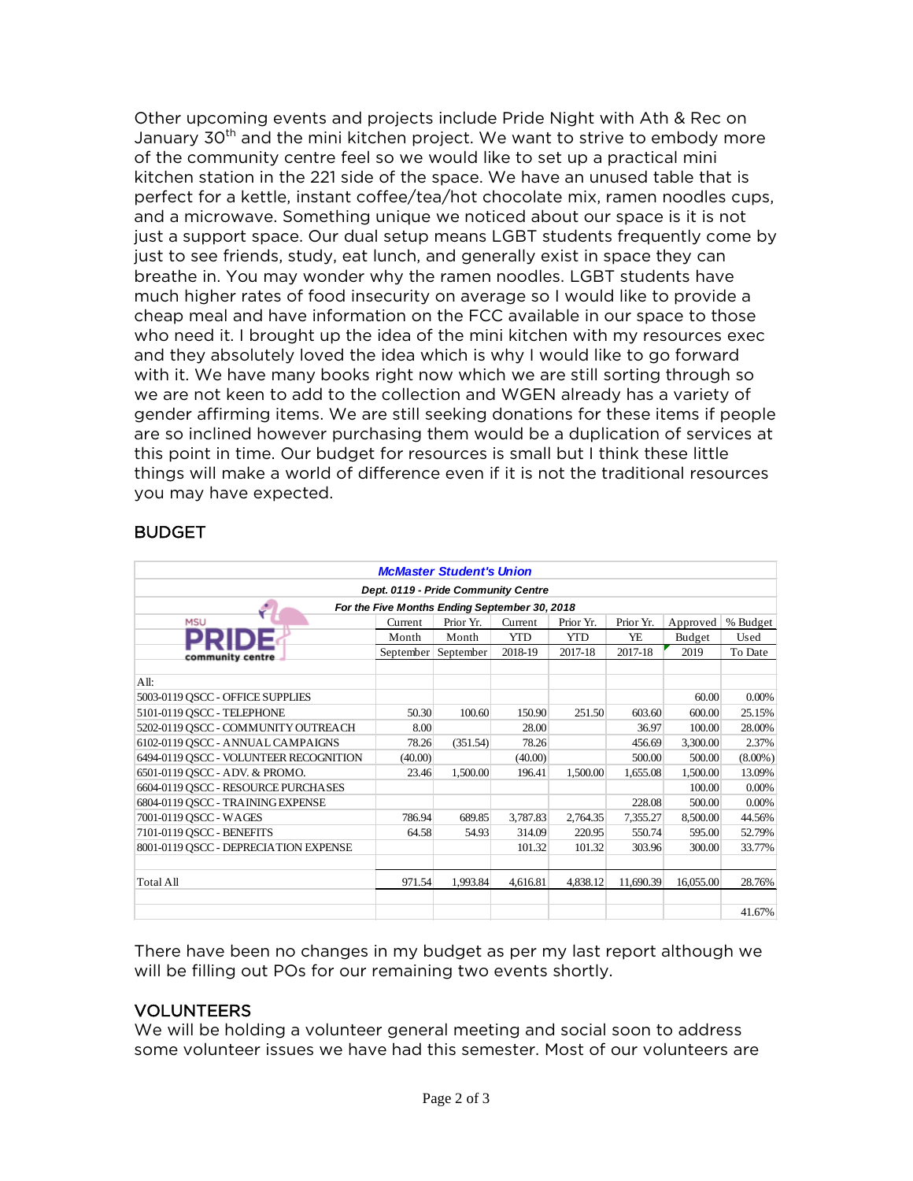Other upcoming events and projects include Pride Night with Ath & Rec on January 30th and the mini kitchen project. We want to strive to embody more of the community centre feel so we would like to set up a practical mini kitchen station in the 221 side of the space. We have an unused table that is perfect for a kettle, instant coffee/tea/hot chocolate mix, ramen noodles cups, and a microwave. Something unique we noticed about our space is it is not just a support space. Our dual setup means LGBT students frequently come by just to see friends, study, eat lunch, and generally exist in space they can breathe in. You may wonder why the ramen noodles. LGBT students have much higher rates of food insecurity on average so I would like to provide a cheap meal and have information on the FCC available in our space to those who need it. I brought up the idea of the mini kitchen with my resources exec and they absolutely loved the idea which is why I would like to go forward with it. We have many books right now which we are still sorting through so we are not keen to add to the collection and WGEN already has a variety of gender affirming items. We are still seeking donations for these items if people are so inclined however purchasing them would be a duplication of services at this point in time. Our budget for resources is small but I think these little things will make a world of difference even if it is not the traditional resources you may have expected.

## BUDGET

**McMaster Student's Union**
**Dept. 0119 - Pride Community Centre**
**For the Five Months Ending September 30, 2018**

| MSU PRIDE community centre | Current Month September | Prior Yr. Month September | Current YTD 2018-19 | Prior Yr. YTD 2017-18 | Prior Yr. YE 2017-18 | Approved Budget 2019 | % Budget Used To Date |
|---|---|---|---|---|---|---|---|
| All: | | | | | | | |
| 5003-0119 QSCC - OFFICE SUPPLIES | | | | | | 60.00 | 0.00% |
| 5101-0119 QSCC - TELEPHONE | 50.30 | 100.60 | 150.90 | 251.50 | 603.60 | 600.00 | 25.15% |
| 5202-0119 QSCC - COMMUNITY OUTREACH | 8.00 | | 28.00 | | 36.97 | 100.00 | 28.00% |
| 6102-0119 QSCC - ANNUAL CAMPAIGNS | 78.26 | (351.54) | 78.26 | | 456.69 | 3,300.00 | 2.37% |
| 6494-0119 QSCC - VOLUNTEER RECOGNITION | (40.00) | | (40.00) | | 500.00 | 500.00 | (8.00%) |
| 6501-0119 QSCC - ADV. & PROMO. | 23.46 | 1,500.00 | 196.41 | 1,500.00 | 1,655.08 | 1,500.00 | 13.09% |
| 6604-0119 QSCC - RESOURCE PURCHASES | | | | | | 100.00 | 0.00% |
| 6804-0119 QSCC - TRAINING EXPENSE | | | | | 228.08 | 500.00 | 0.00% |
| 7001-0119 QSCC - WAGES | 786.94 | 689.85 | 3,787.83 | 2,764.35 | 7,355.27 | 8,500.00 | 44.56% |
| 7101-0119 QSCC - BENEFITS | 64.58 | 54.93 | 314.09 | 220.95 | 550.74 | 595.00 | 52.79% |
| 8001-0119 QSCC - DEPRECIATION EXPENSE | | | 101.32 | 101.32 | 303.96 | 300.00 | 33.77% |
| Total All | 971.54 | 1,993.84 | 4,616.81 | 4,838.12 | 11,690.39 | 16,055.00 | 28.76% |
| | | | | | | | 41.67% |

There have been no changes in my budget as per my last report although we will be filling out POs for our remaining two events shortly.

## VOLUNTEERS

We will be holding a volunteer general meeting and social soon to address some volunteer issues we have had this semester. Most of our volunteers are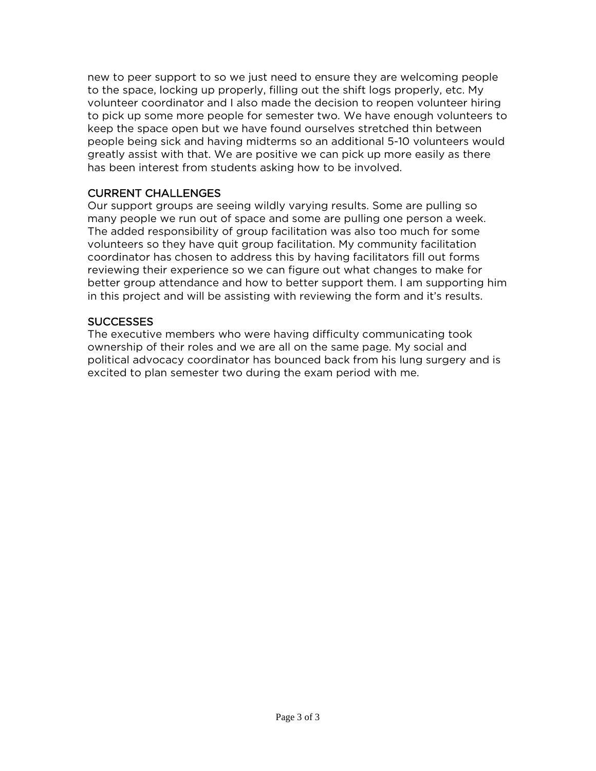new to peer support to so we just need to ensure they are welcoming people to the space, locking up properly, filling out the shift logs properly, etc. My volunteer coordinator and I also made the decision to reopen volunteer hiring to pick up some more people for semester two. We have enough volunteers to keep the space open but we have found ourselves stretched thin between people being sick and having midterms so an additional 5-10 volunteers would greatly assist with that. We are positive we can pick up more easily as there has been interest from students asking how to be involved.

## CURRENT CHALLENGES

Our support groups are seeing wildly varying results. Some are pulling so many people we run out of space and some are pulling one person a week. The added responsibility of group facilitation was also too much for some volunteers so they have quit group facilitation. My community facilitation coordinator has chosen to address this by having facilitators fill out forms reviewing their experience so we can figure out what changes to make for better group attendance and how to better support them. I am supporting him in this project and will be assisting with reviewing the form and it's results.

## SUCCESSES

The executive members who were having difficulty communicating took ownership of their roles and we are all on the same page. My social and political advocacy coordinator has bounced back from his lung surgery and is excited to plan semester two during the exam period with me.